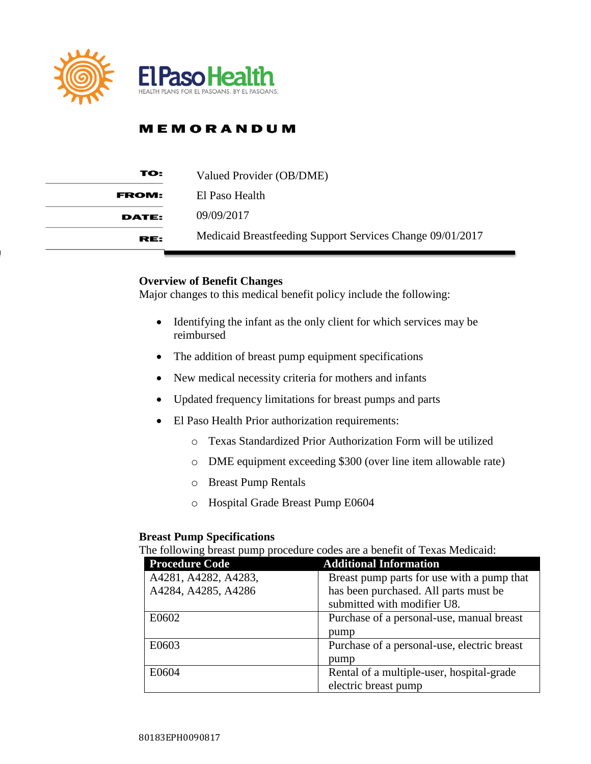El Paso Health

HEALTH PLANS FOR EL PASOANS. BY EL PASOANS.

# MEMORANDUM

| | |
|---|---|
| **TO:** | Valued Provider (OB/DME) |
| **FROM:** | El Paso Health |
| **DATE:** | 09/09/2017 |
| **RE:** | Medicaid Breastfeeding Support Services Change 09/01/2017 |

**Overview of Benefit Changes**

Major changes to this medical benefit policy include the following:

- Identifying the infant as the only client for which services may be reimbursed
- The addition of breast pump equipment specifications
- New medical necessity criteria for mothers and infants
- Updated frequency limitations for breast pumps and parts
- El Paso Health Prior authorization requirements:
  - Texas Standardized Prior Authorization Form will be utilized
  - DME equipment exceeding $300 (over line item allowable rate)
  - Breast Pump Rentals
  - Hospital Grade Breast Pump E0604

**Breast Pump Specifications**

The following breast pump procedure codes are a benefit of Texas Medicaid:

| Procedure Code | Additional Information |
|---|---|
| A4281, A4282, A4283, A4284, A4285, A4286 | Breast pump parts for use with a pump that has been purchased. All parts must be submitted with modifier U8. |
| E0602 | Purchase of a personal-use, manual breast pump |
| E0603 | Purchase of a personal-use, electric breast pump |
| E0604 | Rental of a multiple-user, hospital-grade electric breast pump |

80183EPH0090817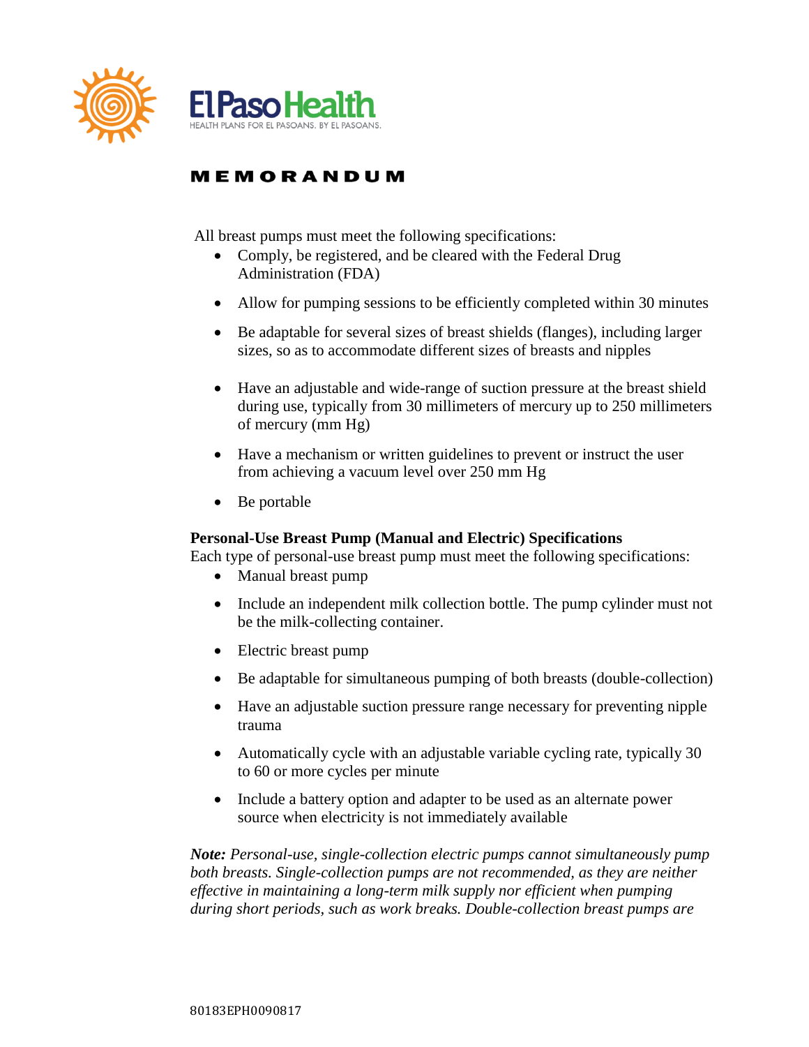# MEMORANDUM

All breast pumps must meet the following specifications:

- Comply, be registered, and be cleared with the Federal Drug Administration (FDA)
- Allow for pumping sessions to be efficiently completed within 30 minutes
- Be adaptable for several sizes of breast shields (flanges), including larger sizes, so as to accommodate different sizes of breasts and nipples
- Have an adjustable and wide-range of suction pressure at the breast shield during use, typically from 30 millimeters of mercury up to 250 millimeters of mercury (mm Hg)
- Have a mechanism or written guidelines to prevent or instruct the user from achieving a vacuum level over 250 mm Hg
- Be portable

**Personal-Use Breast Pump (Manual and Electric) Specifications**

Each type of personal-use breast pump must meet the following specifications:

- Manual breast pump
- Include an independent milk collection bottle. The pump cylinder must not be the milk-collecting container.
- Electric breast pump
- Be adaptable for simultaneous pumping of both breasts (double-collection)
- Have an adjustable suction pressure range necessary for preventing nipple trauma
- Automatically cycle with an adjustable variable cycling rate, typically 30 to 60 or more cycles per minute
- Include a battery option and adapter to be used as an alternate power source when electricity is not immediately available

***Note:*** *Personal-use, single-collection electric pumps cannot simultaneously pump both breasts. Single-collection pumps are not recommended, as they are neither effective in maintaining a long-term milk supply nor efficient when pumping during short periods, such as work breaks. Double-collection breast pumps are*

80183EPH0090817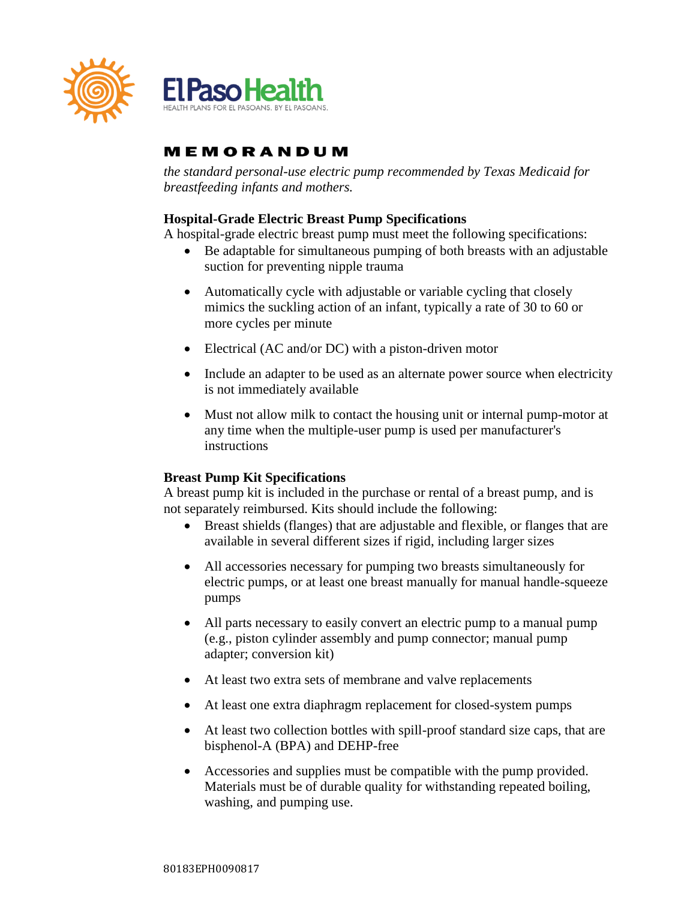# MEMORANDUM

*the standard personal-use electric pump recommended by Texas Medicaid for breastfeeding infants and mothers.*

**Hospital-Grade Electric Breast Pump Specifications**

A hospital-grade electric breast pump must meet the following specifications:

- Be adaptable for simultaneous pumping of both breasts with an adjustable suction for preventing nipple trauma
- Automatically cycle with adjustable or variable cycling that closely mimics the suckling action of an infant, typically a rate of 30 to 60 or more cycles per minute
- Electrical (AC and/or DC) with a piston-driven motor
- Include an adapter to be used as an alternate power source when electricity is not immediately available
- Must not allow milk to contact the housing unit or internal pump-motor at any time when the multiple-user pump is used per manufacturer's instructions

**Breast Pump Kit Specifications**

A breast pump kit is included in the purchase or rental of a breast pump, and is not separately reimbursed. Kits should include the following:

- Breast shields (flanges) that are adjustable and flexible, or flanges that are available in several different sizes if rigid, including larger sizes
- All accessories necessary for pumping two breasts simultaneously for electric pumps, or at least one breast manually for manual handle-squeeze pumps
- All parts necessary to easily convert an electric pump to a manual pump (e.g., piston cylinder assembly and pump connector; manual pump adapter; conversion kit)
- At least two extra sets of membrane and valve replacements
- At least one extra diaphragm replacement for closed-system pumps
- At least two collection bottles with spill-proof standard size caps, that are bisphenol-A (BPA) and DEHP-free
- Accessories and supplies must be compatible with the pump provided. Materials must be of durable quality for withstanding repeated boiling, washing, and pumping use.

80183EPH0090817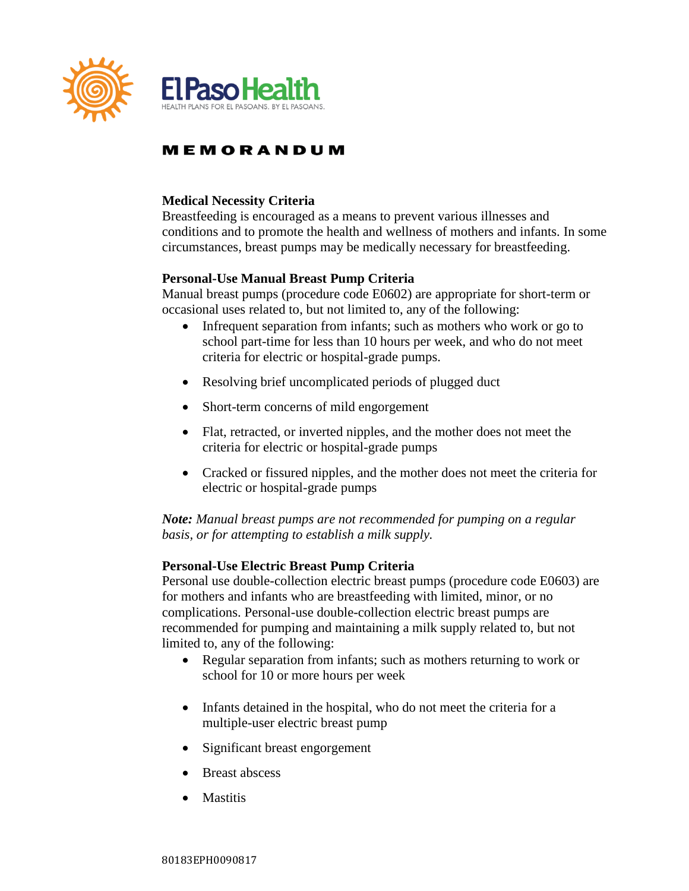**MEMORANDUM**

**Medical Necessity Criteria**

Breastfeeding is encouraged as a means to prevent various illnesses and conditions and to promote the health and wellness of mothers and infants. In some circumstances, breast pumps may be medically necessary for breastfeeding.

**Personal-Use Manual Breast Pump Criteria**

Manual breast pumps (procedure code E0602) are appropriate for short-term or occasional uses related to, but not limited to, any of the following:

- Infrequent separation from infants; such as mothers who work or go to school part-time for less than 10 hours per week, and who do not meet criteria for electric or hospital-grade pumps.
- Resolving brief uncomplicated periods of plugged duct
- Short-term concerns of mild engorgement
- Flat, retracted, or inverted nipples, and the mother does not meet the criteria for electric or hospital-grade pumps
- Cracked or fissured nipples, and the mother does not meet the criteria for electric or hospital-grade pumps

***Note:*** *Manual breast pumps are not recommended for pumping on a regular basis, or for attempting to establish a milk supply.*

**Personal-Use Electric Breast Pump Criteria**

Personal use double-collection electric breast pumps (procedure code E0603) are for mothers and infants who are breastfeeding with limited, minor, or no complications. Personal-use double-collection electric breast pumps are recommended for pumping and maintaining a milk supply related to, but not limited to, any of the following:

- Regular separation from infants; such as mothers returning to work or school for 10 or more hours per week
- Infants detained in the hospital, who do not meet the criteria for a multiple-user electric breast pump
- Significant breast engorgement
- Breast abscess
- Mastitis

80183EPH0090817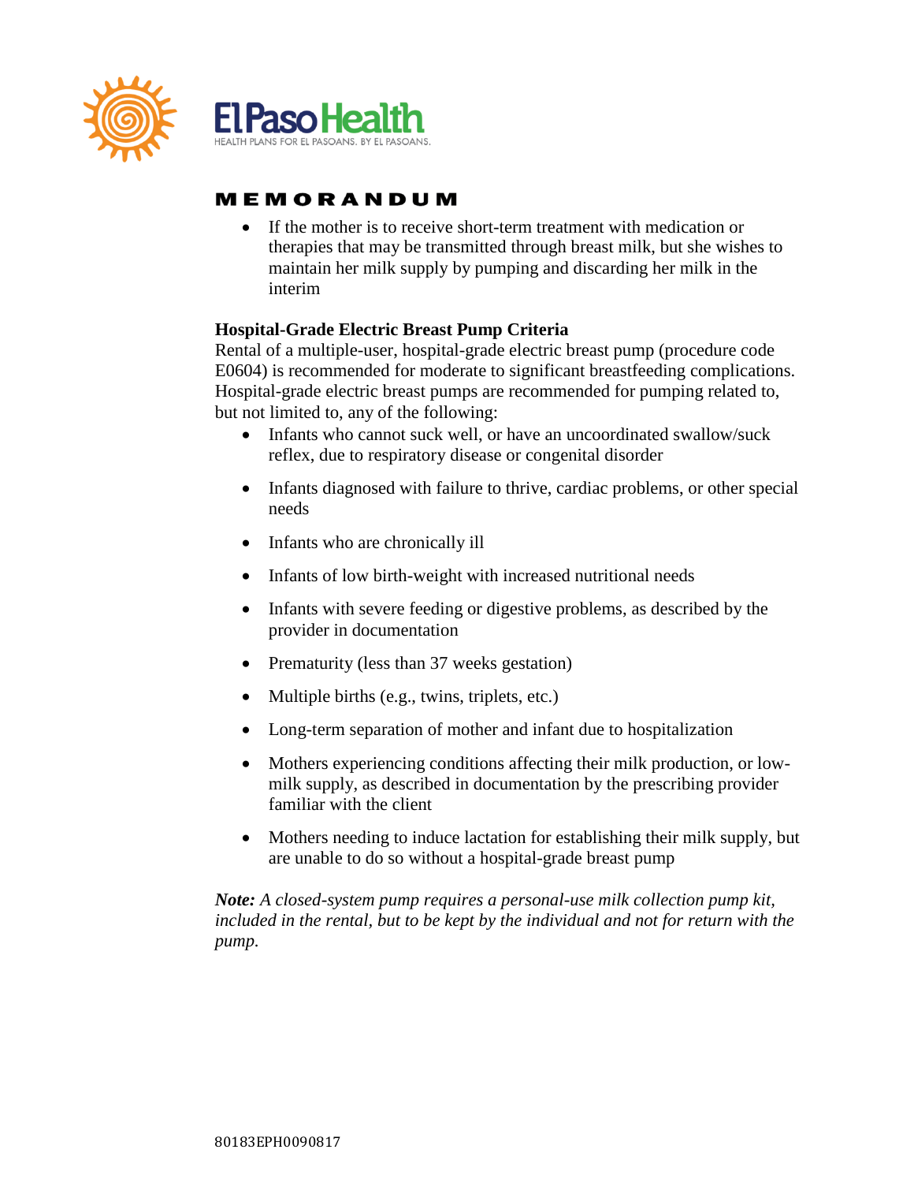# MEMORANDUM

- If the mother is to receive short-term treatment with medication or therapies that may be transmitted through breast milk, but she wishes to maintain her milk supply by pumping and discarding her milk in the interim

**Hospital-Grade Electric Breast Pump Criteria**

Rental of a multiple-user, hospital-grade electric breast pump (procedure code E0604) is recommended for moderate to significant breastfeeding complications. Hospital-grade electric breast pumps are recommended for pumping related to, but not limited to, any of the following:

- Infants who cannot suck well, or have an uncoordinated swallow/suck reflex, due to respiratory disease or congenital disorder
- Infants diagnosed with failure to thrive, cardiac problems, or other special needs
- Infants who are chronically ill
- Infants of low birth-weight with increased nutritional needs
- Infants with severe feeding or digestive problems, as described by the provider in documentation
- Prematurity (less than 37 weeks gestation)
- Multiple births (e.g., twins, triplets, etc.)
- Long-term separation of mother and infant due to hospitalization
- Mothers experiencing conditions affecting their milk production, or low-milk supply, as described in documentation by the prescribing provider familiar with the client
- Mothers needing to induce lactation for establishing their milk supply, but are unable to do so without a hospital-grade breast pump

***Note:*** *A closed-system pump requires a personal-use milk collection pump kit, included in the rental, but to be kept by the individual and not for return with the pump.*

80183EPH0090817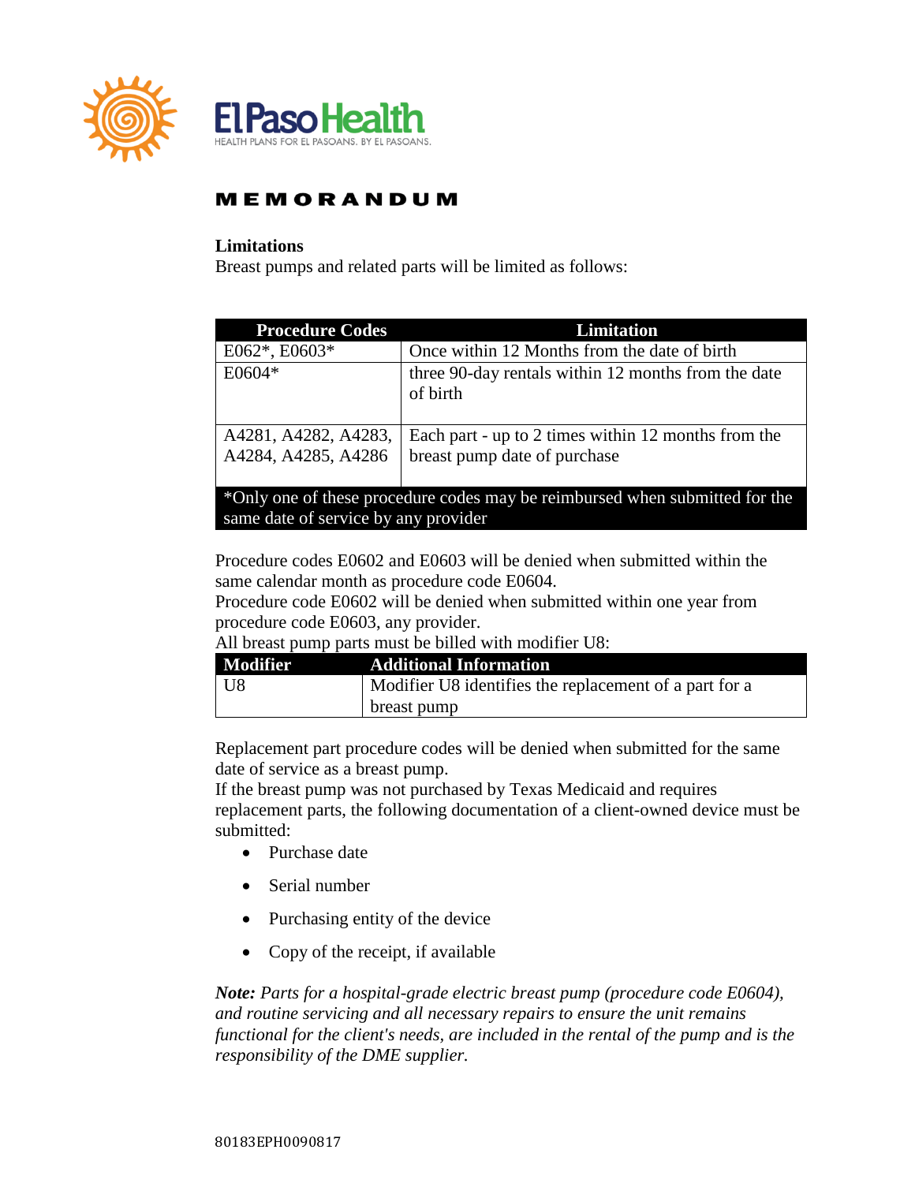# MEMORANDUM

**Limitations**
Breast pumps and related parts will be limited as follows:

| Procedure Codes | Limitation |
|---|---|
| E062*, E0603* | Once within 12 Months from the date of birth |
| E0604* | three 90-day rentals within 12 months from the date of birth |
| A4281, A4282, A4283, A4284, A4285, A4286 | Each part - up to 2 times within 12 months from the breast pump date of purchase |
| *Only one of these procedure codes may be reimbursed when submitted for the same date of service by any provider | |

Procedure codes E0602 and E0603 will be denied when submitted within the same calendar month as procedure code E0604.
Procedure code E0602 will be denied when submitted within one year from procedure code E0603, any provider.
All breast pump parts must be billed with modifier U8:

| Modifier | Additional Information |
|---|---|
| U8 | Modifier U8 identifies the replacement of a part for a breast pump |

Replacement part procedure codes will be denied when submitted for the same date of service as a breast pump.
If the breast pump was not purchased by Texas Medicaid and requires replacement parts, the following documentation of a client-owned device must be submitted:

- Purchase date
- Serial number
- Purchasing entity of the device
- Copy of the receipt, if available

***Note:*** *Parts for a hospital-grade electric breast pump (procedure code E0604), and routine servicing and all necessary repairs to ensure the unit remains functional for the client's needs, are included in the rental of the pump and is the responsibility of the DME supplier.*

80183EPH0090817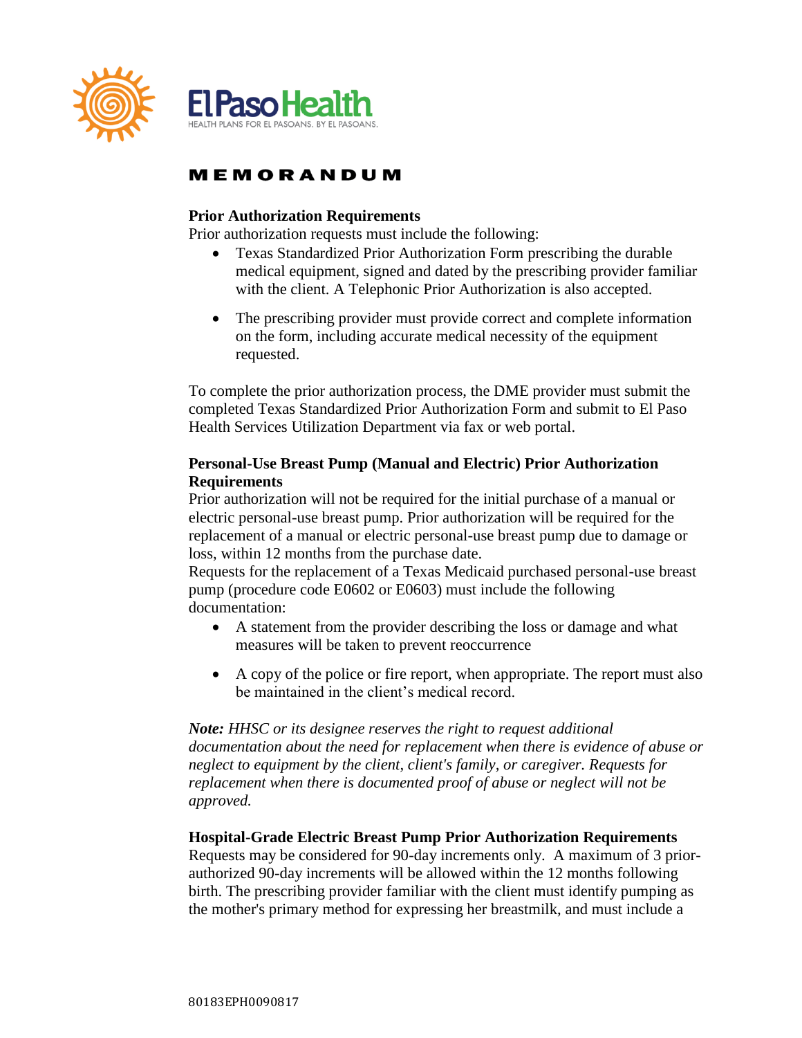El Paso Health
HEALTH PLANS FOR EL PASOANS. BY EL PASOANS.

# MEMORANDUM

**Prior Authorization Requirements**

Prior authorization requests must include the following:

- Texas Standardized Prior Authorization Form prescribing the durable medical equipment, signed and dated by the prescribing provider familiar with the client. A Telephonic Prior Authorization is also accepted.
- The prescribing provider must provide correct and complete information on the form, including accurate medical necessity of the equipment requested.

To complete the prior authorization process, the DME provider must submit the completed Texas Standardized Prior Authorization Form and submit to El Paso Health Services Utilization Department via fax or web portal.

**Personal-Use Breast Pump (Manual and Electric) Prior Authorization Requirements**

Prior authorization will not be required for the initial purchase of a manual or electric personal-use breast pump. Prior authorization will be required for the replacement of a manual or electric personal-use breast pump due to damage or loss, within 12 months from the purchase date.

Requests for the replacement of a Texas Medicaid purchased personal-use breast pump (procedure code E0602 or E0603) must include the following documentation:

- A statement from the provider describing the loss or damage and what measures will be taken to prevent reoccurrence
- A copy of the police or fire report, when appropriate. The report must also be maintained in the client's medical record.

***Note:*** *HHSC or its designee reserves the right to request additional documentation about the need for replacement when there is evidence of abuse or neglect to equipment by the client, client's family, or caregiver. Requests for replacement when there is documented proof of abuse or neglect will not be approved.*

**Hospital-Grade Electric Breast Pump Prior Authorization Requirements**

Requests may be considered for 90-day increments only. A maximum of 3 prior-authorized 90-day increments will be allowed within the 12 months following birth. The prescribing provider familiar with the client must identify pumping as the mother's primary method for expressing her breastmilk, and must include a

80183EPH0090817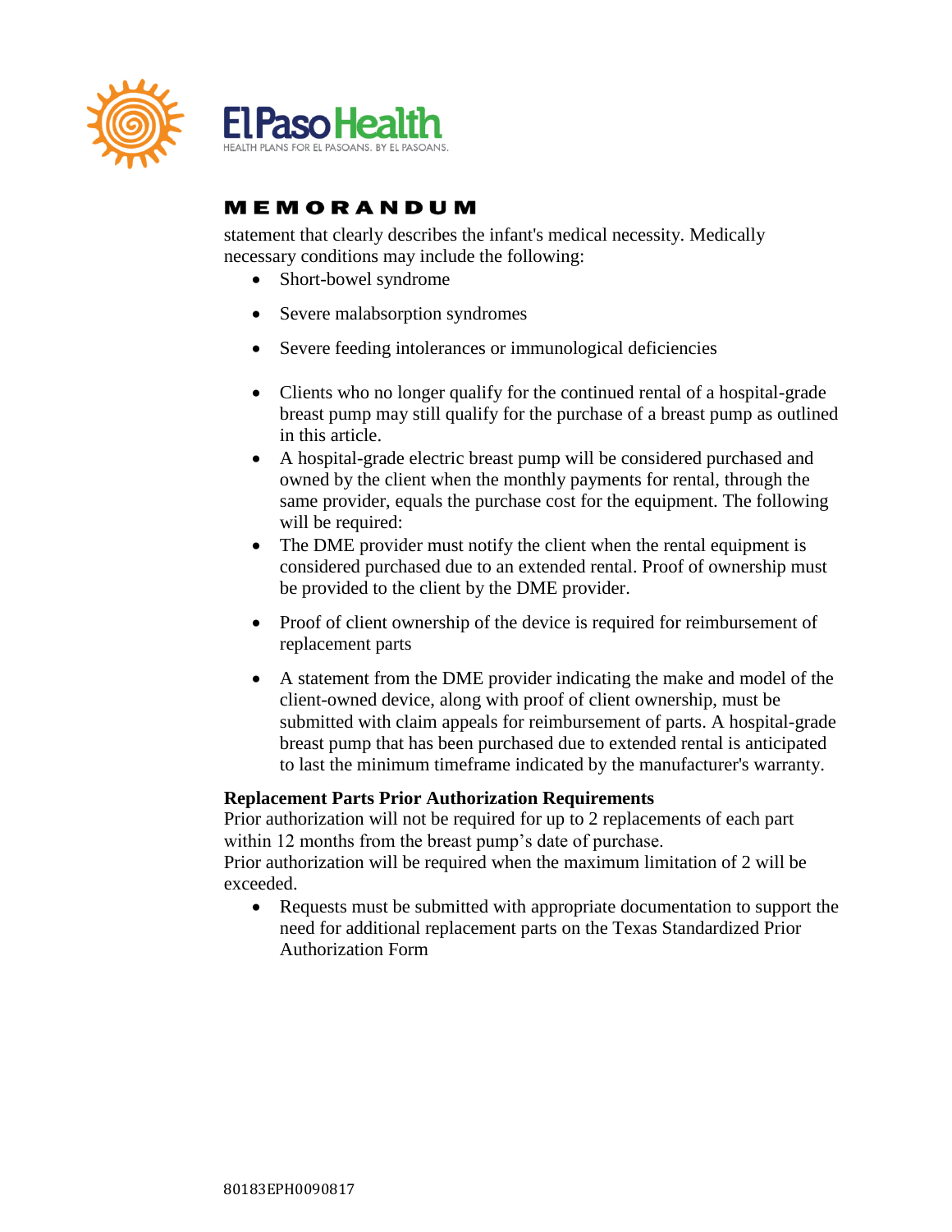statement that clearly describes the infant's medical necessity. Medically necessary conditions may include the following:

- Short-bowel syndrome
- Severe malabsorption syndromes
- Severe feeding intolerances or immunological deficiencies
- Clients who no longer qualify for the continued rental of a hospital-grade breast pump may still qualify for the purchase of a breast pump as outlined in this article.
- A hospital-grade electric breast pump will be considered purchased and owned by the client when the monthly payments for rental, through the same provider, equals the purchase cost for the equipment. The following will be required:
- The DME provider must notify the client when the rental equipment is considered purchased due to an extended rental. Proof of ownership must be provided to the client by the DME provider.
- Proof of client ownership of the device is required for reimbursement of replacement parts
- A statement from the DME provider indicating the make and model of the client-owned device, along with proof of client ownership, must be submitted with claim appeals for reimbursement of parts. A hospital-grade breast pump that has been purchased due to extended rental is anticipated to last the minimum timeframe indicated by the manufacturer's warranty.

**Replacement Parts Prior Authorization Requirements**

Prior authorization will not be required for up to 2 replacements of each part within 12 months from the breast pump's date of purchase.

Prior authorization will be required when the maximum limitation of 2 will be exceeded.

- Requests must be submitted with appropriate documentation to support the need for additional replacement parts on the Texas Standardized Prior Authorization Form

80183EPH0090817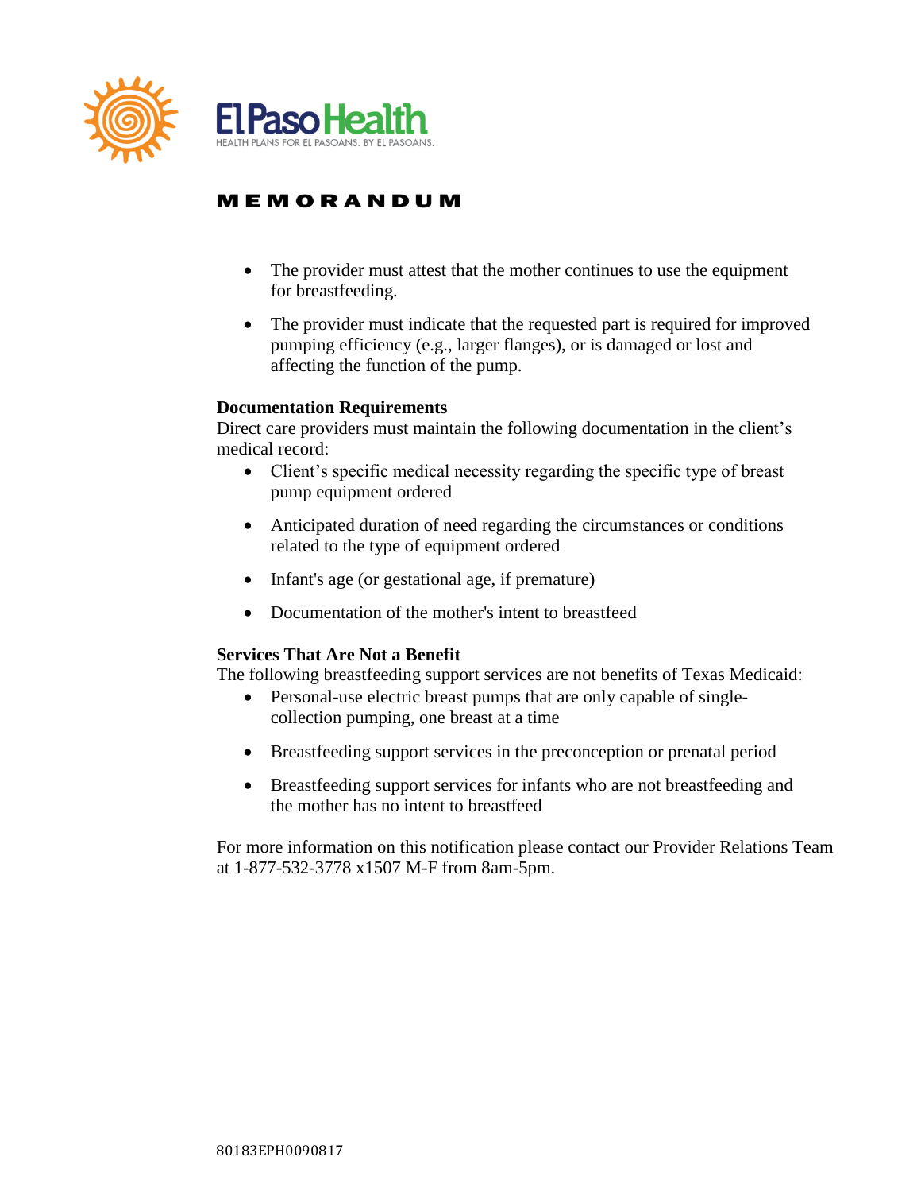- The provider must attest that the mother continues to use the equipment for breastfeeding.
- The provider must indicate that the requested part is required for improved pumping efficiency (e.g., larger flanges), or is damaged or lost and affecting the function of the pump.

**Documentation Requirements**

Direct care providers must maintain the following documentation in the client's medical record:

- Client's specific medical necessity regarding the specific type of breast pump equipment ordered
- Anticipated duration of need regarding the circumstances or conditions related to the type of equipment ordered
- Infant's age (or gestational age, if premature)
- Documentation of the mother's intent to breastfeed

**Services That Are Not a Benefit**

The following breastfeeding support services are not benefits of Texas Medicaid:

- Personal-use electric breast pumps that are only capable of single-collection pumping, one breast at a time
- Breastfeeding support services in the preconception or prenatal period
- Breastfeeding support services for infants who are not breastfeeding and the mother has no intent to breastfeed

For more information on this notification please contact our Provider Relations Team at 1-877-532-3778 x1507 M-F from 8am-5pm.

80183EPH0090817